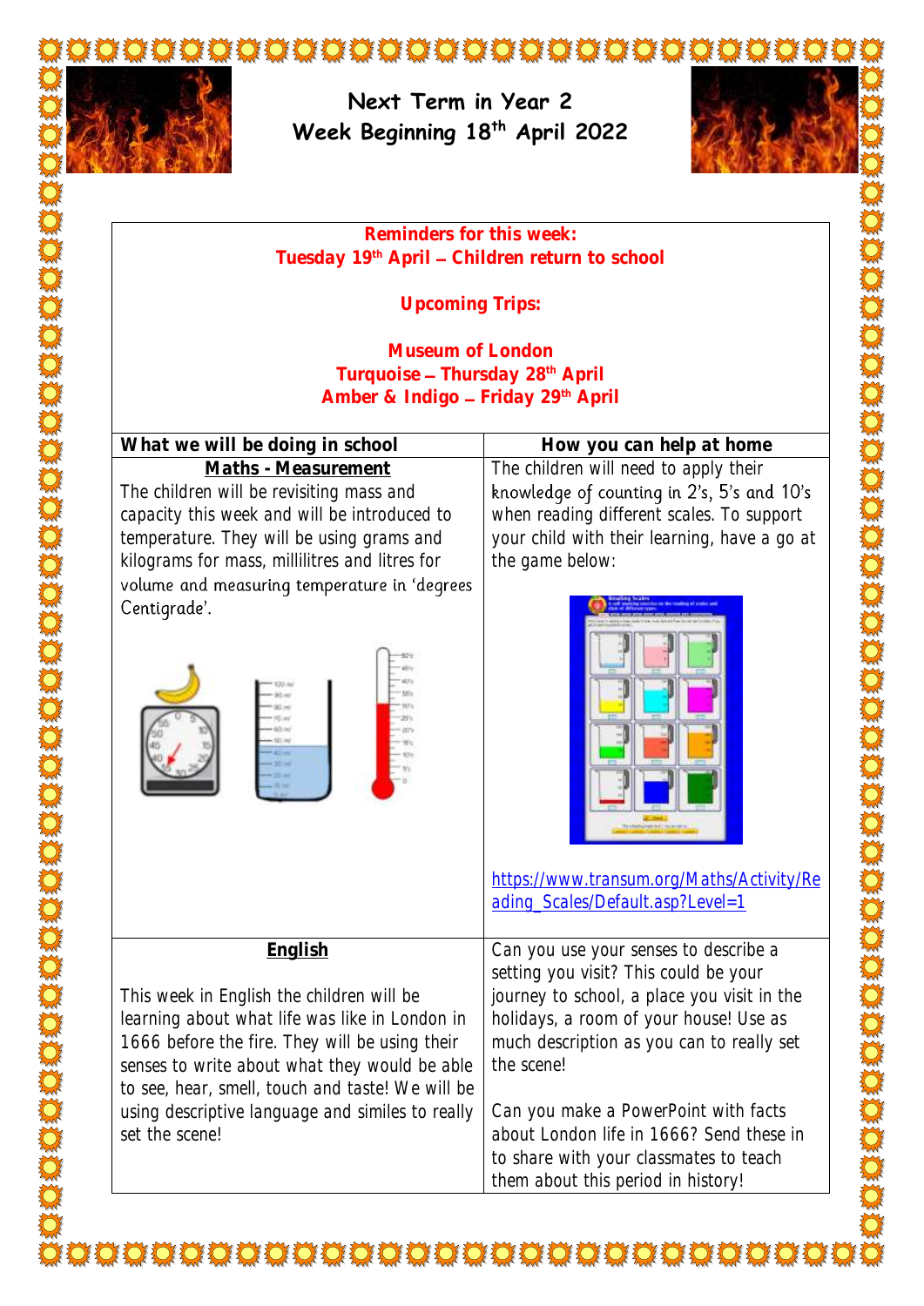# Next Term in Year 2
## Week Beginning 18th April 2022

**Reminders for this week:**
**Tuesday 19th April – Children return to school**

**Upcoming Trips:**

**Museum of London**
**Turquoise – Thursday 28th April**
**Amber & Indigo – Friday 29th April**

| What we will be doing in school | How you can help at home |
|---|---|
| **Maths - Measurement**<br>The children will be revisiting mass and capacity this week and will be introduced to temperature. They will be using grams and kilograms for mass, millilitres and litres for volume and measuring temperature in 'degrees Centigrade'. | The children will need to apply their knowledge of counting in 2's, 5's and 10's when reading different scales. To support your child with their learning, have a go at the game below:<br><br>https://www.transum.org/Maths/Activity/Reading_Scales/Default.asp?Level=1 |
| **English**<br><br>This week in English the children will be learning about what life was like in London in 1666 before the fire. They will be using their senses to write about what they would be able to see, hear, smell, touch and taste! We will be using descriptive language and similes to really set the scene! | Can you use your senses to describe a setting you visit? This could be your journey to school, a place you visit in the holidays, a room of your house! Use as much description as you can to really set the scene!<br><br>Can you make a PowerPoint with facts about London life in 1666? Send these in to share with your classmates to teach them about this period in history! |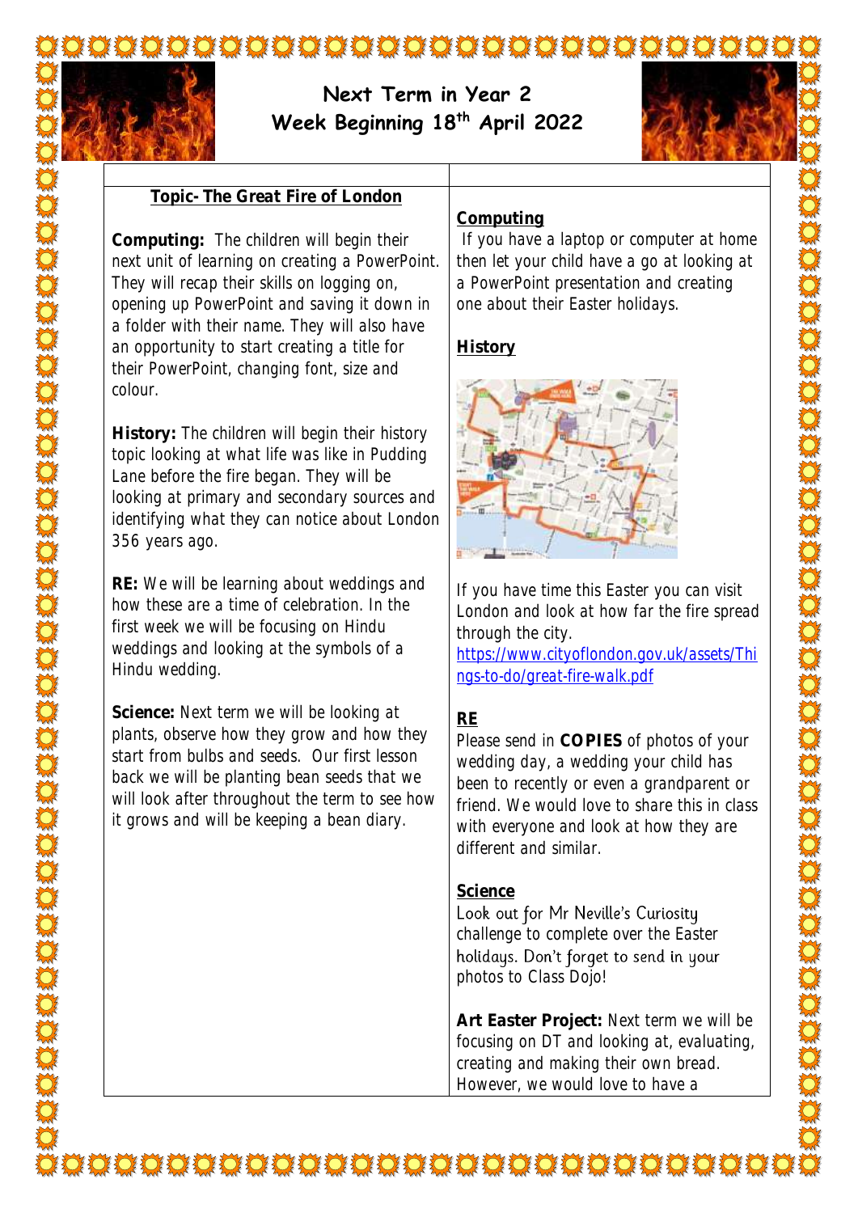# Next Term in Year 2
## Week Beginning 18th April 2022

**Topic- The Great Fire of London**

**Computing:** The children will begin their next unit of learning on creating a PowerPoint. They will recap their skills on logging on, opening up PowerPoint and saving it down in a folder with their name. They will also have an opportunity to start creating a title for their PowerPoint, changing font, size and colour.

**History:** The children will begin their history topic looking at what life was like in Pudding Lane before the fire began. They will be looking at primary and secondary sources and identifying what they can notice about London 356 years ago.

**RE:** We will be learning about weddings and how these are a time of celebration. In the first week we will be focusing on Hindu weddings and looking at the symbols of a Hindu wedding.

**Science:** Next term we will be looking at plants, observe how they grow and how they start from bulbs and seeds. Our first lesson back we will be planting bean seeds that we will look after throughout the term to see how it grows and will be keeping a bean diary.

**Computing**

If you have a laptop or computer at home then let your child have a go at looking at a PowerPoint presentation and creating one about their Easter holidays.

**History**

If you have time this Easter you can visit London and look at how far the fire spread through the city.
https://www.cityoflondon.gov.uk/assets/Things-to-do/great-fire-walk.pdf

**RE**

Please send in **COPIES** of photos of your wedding day, a wedding your child has been to recently or even a grandparent or friend. We would love to share this in class with everyone and look at how they are different and similar.

**Science**

Look out for Mr Neville's Curiosity challenge to complete over the Easter holidays. Don't forget to send in your photos to Class Dojo!

**Art Easter Project:** Next term we will be focusing on DT and looking at, evaluating, creating and making their own bread. However, we would love to have a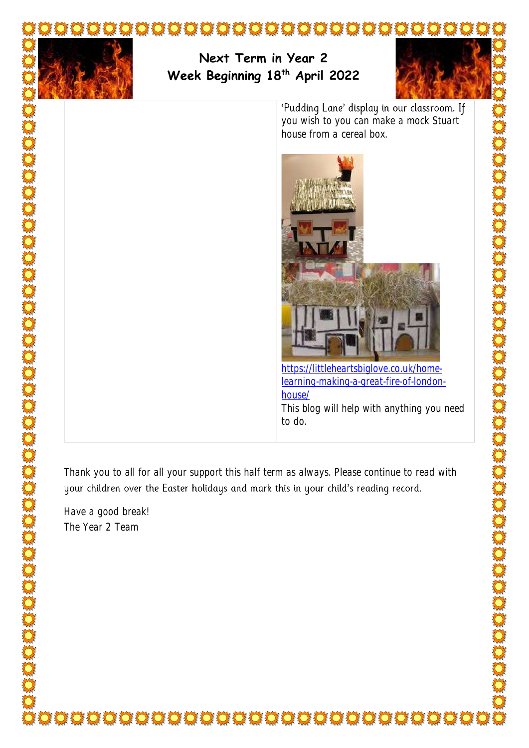# Next Term in Year 2
## Week Beginning 18th April 2022

| | |
|---|---|
| | 'Pudding Lane' display in our classroom. If you wish to you can make a mock Stuart house from a cereal box. https://littleheartsbiglove.co.uk/home-learning-making-a-great-fire-of-london-house/ This blog will help with anything you need to do. |

Thank you to all for all your support this half term as always. Please continue to read with your children over the Easter holidays and mark this in your child's reading record.

Have a good break!
The Year 2 Team